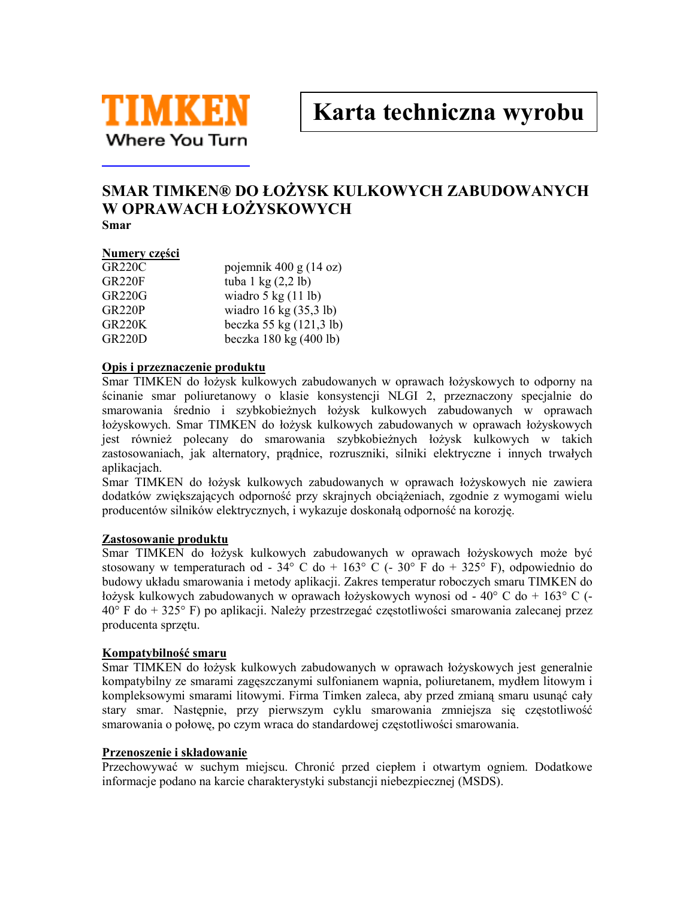TIMKEN
Where You Turn

# Karta techniczna wyrobu

## SMAR TIMKEN® DO ŁOŻYSK KULKOWYCH ZABUDOWANYCH W OPRAWACH ŁOŻYSKOWYCH

**Smar**

### Numery części

| | |
|---|---|
| GR220C | pojemnik 400 g (14 oz) |
| GR220F | tuba 1 kg (2,2 lb) |
| GR220G | wiadro 5 kg (11 lb) |
| GR220P | wiadro 16 kg (35,3 lb) |
| GR220K | beczka 55 kg (121,3 lb) |
| GR220D | beczka 180 kg (400 lb) |

### Opis i przeznaczenie produktu

Smar TIMKEN do łożysk kulkowych zabudowanych w oprawach łożyskowych to odporny na ścinanie smar poliuretanowy o klasie konsystencji NLGI 2, przeznaczony specjalnie do smarowania średnio i szybkobieżnych łożysk kulkowych zabudowanych w oprawach łożyskowych. Smar TIMKEN do łożysk kulkowych zabudowanych w oprawach łożyskowych jest również polecany do smarowania szybkobieżnych łożysk kulkowych w takich zastosowaniach, jak alternatory, prądnice, rozruszniki, silniki elektryczne i innych trwałych aplikacjach.

Smar TIMKEN do łożysk kulkowych zabudowanych w oprawach łożyskowych nie zawiera dodatków zwiększających odporność przy skrajnych obciążeniach, zgodnie z wymogami wielu producentów silników elektrycznych, i wykazuje doskonałą odporność na korozję.

### Zastosowanie produktu

Smar TIMKEN do łożysk kulkowych zabudowanych w oprawach łożyskowych może być stosowany w temperaturach od - 34° C do + 163° C (- 30° F do + 325° F), odpowiednio do budowy układu smarowania i metody aplikacji. Zakres temperatur roboczych smaru TIMKEN do łożysk kulkowych zabudowanych w oprawach łożyskowych wynosi od - 40° C do + 163° C (- 40° F do + 325° F) po aplikacji. Należy przestrzegać częstotliwości smarowania zalecanej przez producenta sprzętu.

### Kompatybilność smaru

Smar TIMKEN do łożysk kulkowych zabudowanych w oprawach łożyskowych jest generalnie kompatybilny ze smarami zagęszczanymi sulfonianem wapnia, poliuretanem, mydłem litowym i kompleksowymi smarami litowymi. Firma Timken zaleca, aby przed zmianą smaru usunąć cały stary smar. Następnie, przy pierwszym cyklu smarowania zmniejsza się częstotliwość smarowania o połowę, po czym wraca do standardowej częstotliwości smarowania.

### Przenoszenie i składowanie

Przechowywać w suchym miejscu. Chronić przed ciepłem i otwartym ogniem. Dodatkowe informacje podano na karcie charakterystyki substancji niebezpiecznej (MSDS).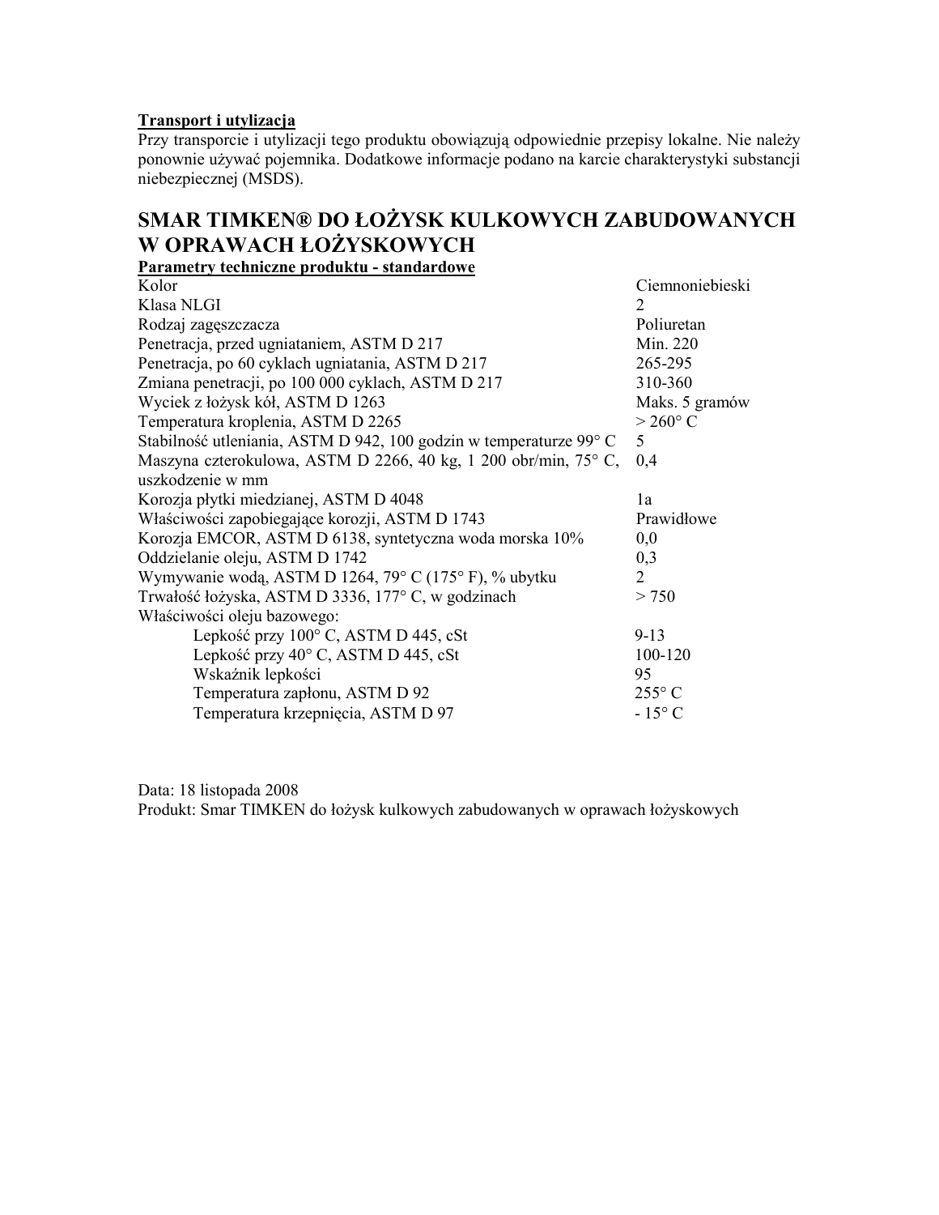**Transport i utylizacja**

Przy transporcie i utylizacji tego produktu obowiązują odpowiednie przepisy lokalne. Nie należy ponownie używać pojemnika. Dodatkowe informacje podano na karcie charakterystyki substancji niebezpiecznej (MSDS).

## SMAR TIMKEN® DO ŁOŻYSK KULKOWYCH ZABUDOWANYCH W OPRAWACH ŁOŻYSKOWYCH

**Parametry techniczne produktu - standardowe**

| | |
|---|---|
| Kolor | Ciemnoniebieski |
| Klasa NLGI | 2 |
| Rodzaj zagęszczacza | Poliuretan |
| Penetracja, przed ugniataniem, ASTM D 217 | Min. 220 |
| Penetracja, po 60 cyklach ugniatania, ASTM D 217 | 265-295 |
| Zmiana penetracji, po 100 000 cyklach, ASTM D 217 | 310-360 |
| Wyciek z łożysk kół, ASTM D 1263 | Maks. 5 gramów |
| Temperatura kroplenia, ASTM D 2265 | > 260° C |
| Stabilność utleniania, ASTM D 942, 100 godzin w temperaturze 99° C | 5 |
| Maszyna czterokulowa, ASTM D 2266, 40 kg, 1 200 obr/min, 75° C, uszkodzenie w mm | 0,4 |
| Korozja płytki miedzianej, ASTM D 4048 | 1a |
| Właściwości zapobiegające korozji, ASTM D 1743 | Prawidłowe |
| Korozja EMCOR, ASTM D 6138, syntetyczna woda morska 10% | 0,0 |
| Oddzielanie oleju, ASTM D 1742 | 0,3 |
| Wymywanie wodą, ASTM D 1264, 79° C (175° F), % ubytku | 2 |
| Trwałość łożyska, ASTM D 3336, 177° C, w godzinach | > 750 |
| Właściwości oleju bazowego: | |
| Lepkość przy 100° C, ASTM D 445, cSt | 9-13 |
| Lepkość przy 40° C, ASTM D 445, cSt | 100-120 |
| Wskaźnik lepkości | 95 |
| Temperatura zapłonu, ASTM D 92 | 255° C |
| Temperatura krzepnięcia, ASTM D 97 | - 15° C |

Data: 18 listopada 2008

Produkt: Smar TIMKEN do łożysk kulkowych zabudowanych w oprawach łożyskowych